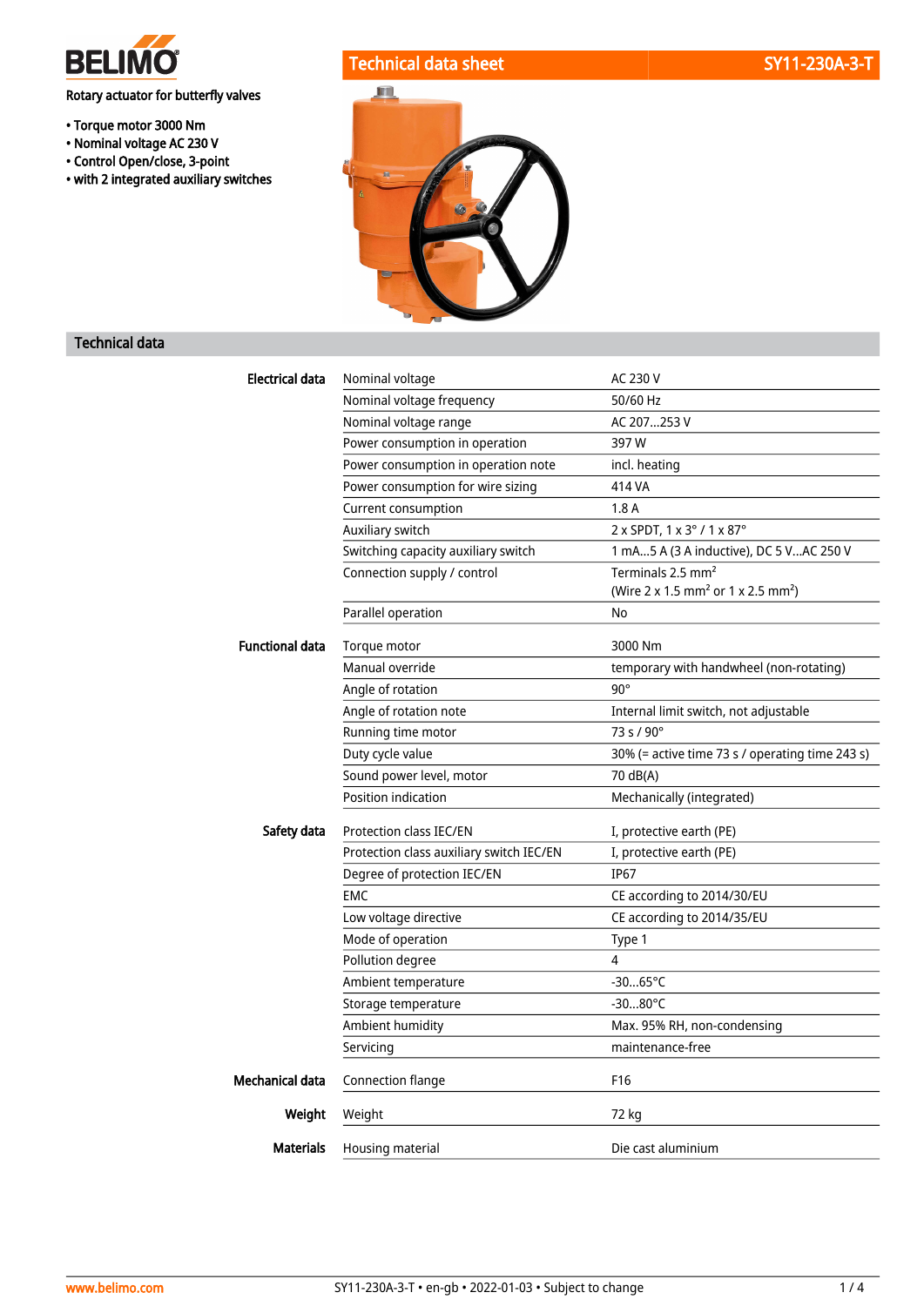# BELIMO

## Technical data sheet — SY11-230A-3-T

Rotary actuator for butterfly valves

- Torque motor 3000 Nm
- Nominal voltage AC 230 V
- Control Open/close, 3-point
- with 2 integrated auxiliary switches

## Technical data

| | | |
|---|---|---|
| **Electrical data** | Nominal voltage | AC 230 V |
| | Nominal voltage frequency | 50/60 Hz |
| | Nominal voltage range | AC 207...253 V |
| | Power consumption in operation | 397 W |
| | Power consumption in operation note | incl. heating |
| | Power consumption for wire sizing | 414 VA |
| | Current consumption | 1.8 A |
| | Auxiliary switch | 2 x SPDT, 1 x 3° / 1 x 87° |
| | Switching capacity auxiliary switch | 1 mA...5 A (3 A inductive), DC 5 V...AC 250 V |
| | Connection supply / control | Terminals 2.5 $mm^2$ (Wire 2 x 1.5 $mm^2$ or 1 x 2.5 $mm^2$) |
| | Parallel operation | No |
| **Functional data** | Torque motor | 3000 Nm |
| | Manual override | temporary with handwheel (non-rotating) |
| | Angle of rotation | 90° |
| | Angle of rotation note | Internal limit switch, not adjustable |
| | Running time motor | 73 s / 90° |
| | Duty cycle value | 30% (= active time 73 s / operating time 243 s) |
| | Sound power level, motor | 70 dB(A) |
| | Position indication | Mechanically (integrated) |
| **Safety data** | Protection class IEC/EN | I, protective earth (PE) |
| | Protection class auxiliary switch IEC/EN | I, protective earth (PE) |
| | Degree of protection IEC/EN | IP67 |
| | EMC | CE according to 2014/30/EU |
| | Low voltage directive | CE according to 2014/35/EU |
| | Mode of operation | Type 1 |
| | Pollution degree | 4 |
| | Ambient temperature | -30...65°C |
| | Storage temperature | -30...80°C |
| | Ambient humidity | Max. 95% RH, non-condensing |
| | Servicing | maintenance-free |
| **Mechanical data** | Connection flange | F16 |
| **Weight** | Weight | 72 kg |
| **Materials** | Housing material | Die cast aluminium |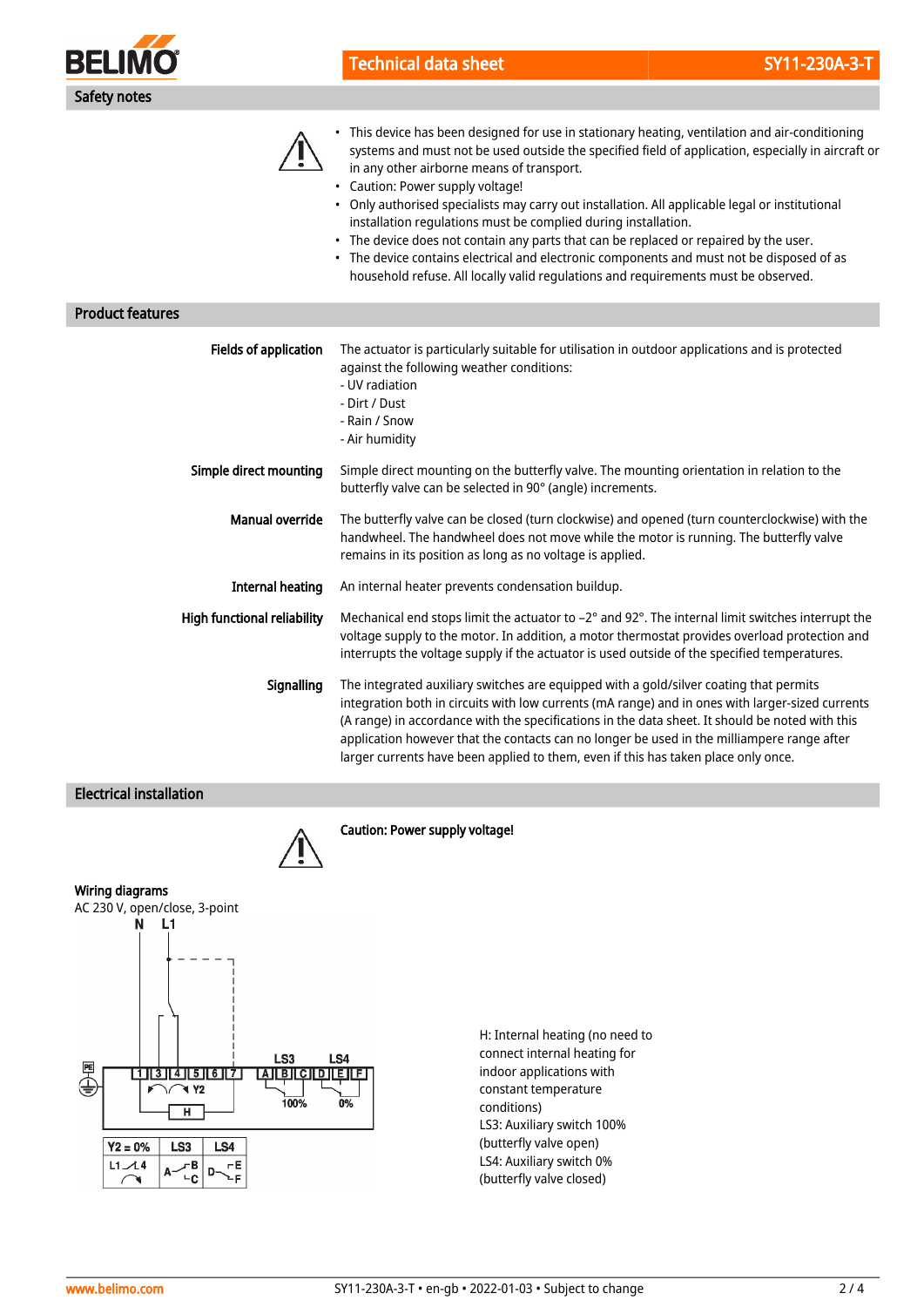## Safety notes

- This device has been designed for use in stationary heating, ventilation and air-conditioning systems and must not be used outside the specified field of application, especially in aircraft or in any other airborne means of transport.
- Caution: Power supply voltage!
- Only authorised specialists may carry out installation. All applicable legal or institutional installation regulations must be complied during installation.
- The device does not contain any parts that can be replaced or repaired by the user.
- The device contains electrical and electronic components and must not be disposed of as household refuse. All locally valid regulations and requirements must be observed.

## Product features

**Fields of application**

The actuator is particularly suitable for utilisation in outdoor applications and is protected against the following weather conditions:
- UV radiation
- Dirt / Dust
- Rain / Snow
- Air humidity

**Simple direct mounting**

Simple direct mounting on the butterfly valve. The mounting orientation in relation to the butterfly valve can be selected in 90° (angle) increments.

**Manual override**

The butterfly valve can be closed (turn clockwise) and opened (turn counterclockwise) with the handwheel. The handwheel does not move while the motor is running. The butterfly valve remains in its position as long as no voltage is applied.

**Internal heating**

An internal heater prevents condensation buildup.

**High functional reliability**

Mechanical end stops limit the actuator to –2° and 92°. The internal limit switches interrupt the voltage supply to the motor. In addition, a motor thermostat provides overload protection and interrupts the voltage supply if the actuator is used outside of the specified temperatures.

**Signalling**

The integrated auxiliary switches are equipped with a gold/silver coating that permits integration both in circuits with low currents (mA range) and in ones with larger-sized currents (A range) in accordance with the specifications in the data sheet. It should be noted with this application however that the contacts can no longer be used in the milliampere range after larger currents have been applied to them, even if this has taken place only once.

## Electrical installation

**Caution: Power supply voltage!**

**Wiring diagrams**

AC 230 V, open/close, 3-point

N L1

PE | 1 | 3 | 4 | 5 | 6 | 7 | Y2 | H | LS3: A B C (100%) | LS4: D E F (0%)

| Y2 = 0% | LS3 | LS4 |
|---|---|---|
| L1 – 4 | A – B / C | D – E / F |

H: Internal heating (no need to connect internal heating for indoor applications with constant temperature conditions)
LS3: Auxiliary switch 100% (butterfly valve open)
LS4: Auxiliary switch 0% (butterfly valve closed)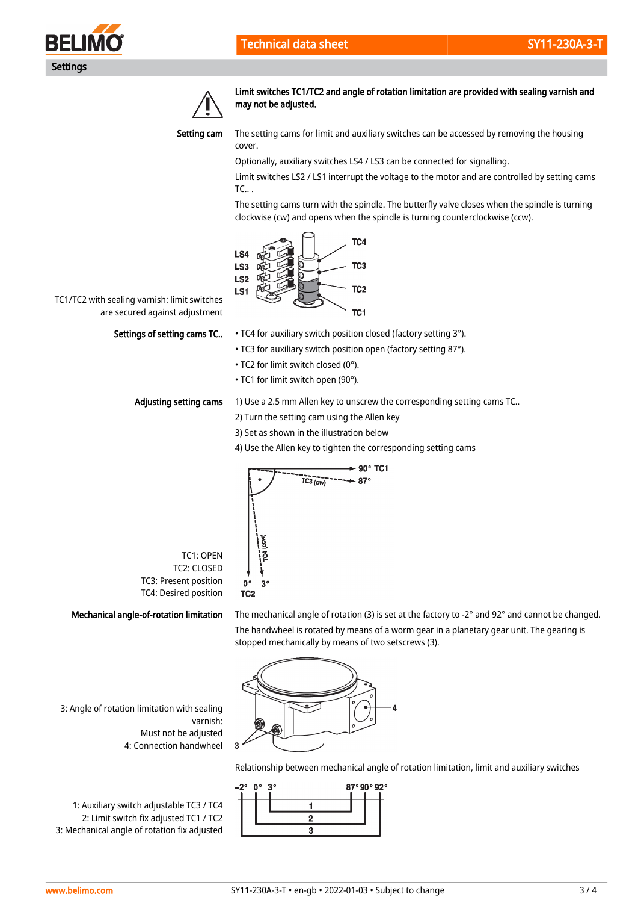## Settings

**Limit switches TC1/TC2 and angle of rotation limitation are provided with sealing varnish and may not be adjusted.**

**Setting cam**

The setting cams for limit and auxiliary switches can be accessed by removing the housing cover.

Optionally, auxiliary switches LS4 / LS3 can be connected for signalling.

Limit switches LS2 / LS1 interrupt the voltage to the motor and are controlled by setting cams TC.. .

The setting cams turn with the spindle. The butterfly valve closes when the spindle is turning clockwise (cw) and opens when the spindle is turning counterclockwise (ccw).

LS4, LS3, LS2, LS1 — TC4, TC3, TC2, TC1

TC1/TC2 with sealing varnish: limit switches are secured against adjustment

**Settings of setting cams TC..**

- TC4 for auxiliary switch position closed (factory setting 3°).
- TC3 for auxiliary switch position open (factory setting 87°).
- TC2 for limit switch closed (0°).
- TC1 for limit switch open (90°).

**Adjusting setting cams**

1) Use a 2.5 mm Allen key to unscrew the corresponding setting cams TC..
2) Turn the setting cam using the Allen key
3) Set as shown in the illustration below
4) Use the Allen key to tighten the corresponding setting cams

90° TC1 — TC3 (cw) 87° — TC4 (ccw) — 0° 3° TC2

TC1: OPEN
TC2: CLOSED
TC3: Present position
TC4: Desired position

**Mechanical angle-of-rotation limitation**

The mechanical angle of rotation (3) is set at the factory to -2° and 92° and cannot be changed.

The handwheel is rotated by means of a worm gear in a planetary gear unit. The gearing is stopped mechanically by means of two setscrews (3).

3: Angle of rotation limitation with sealing varnish: Must not be adjusted
4: Connection handwheel

Relationship between mechanical angle of rotation limitation, limit and auxiliary switches

–2° 0° 3° 87° 90° 92°

1: Auxiliary switch adjustable TC3 / TC4
2: Limit switch fix adjusted TC1 / TC2
3: Mechanical angle of rotation fix adjusted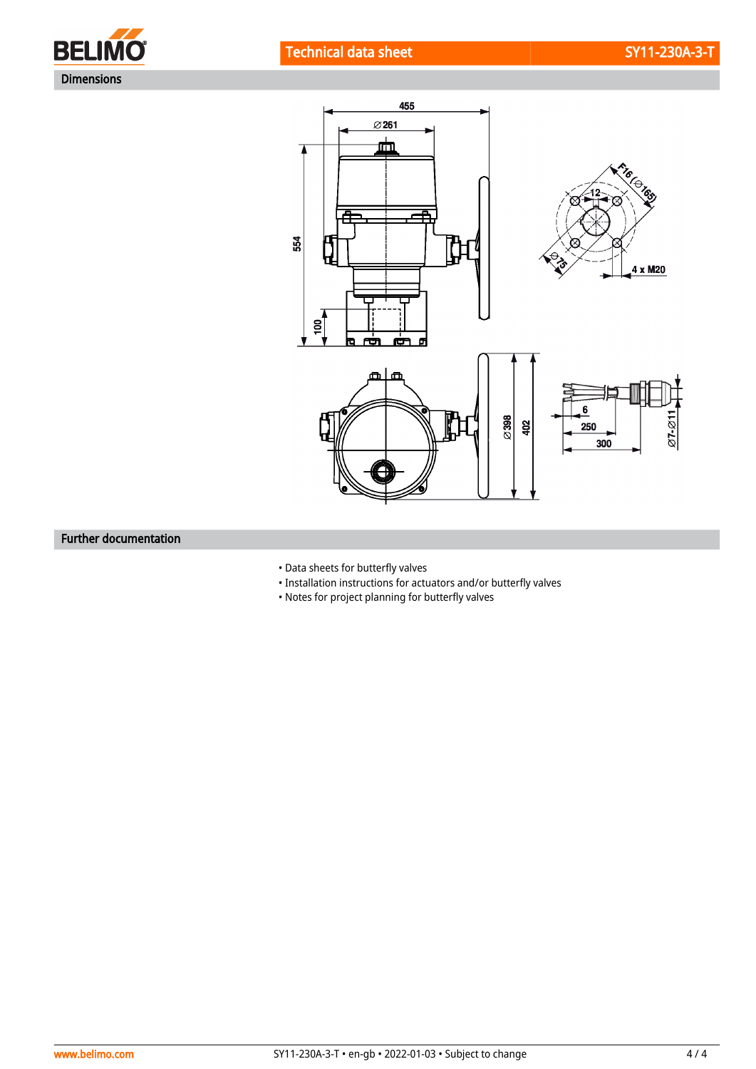## Dimensions

455

∅261

554

100

F16 (∅165)

12

∅75

4 x M20

∅398

402

6

250

300

∅7-∅11

## Further documentation

- Data sheets for butterfly valves
- Installation instructions for actuators and/or butterfly valves
- Notes for project planning for butterfly valves